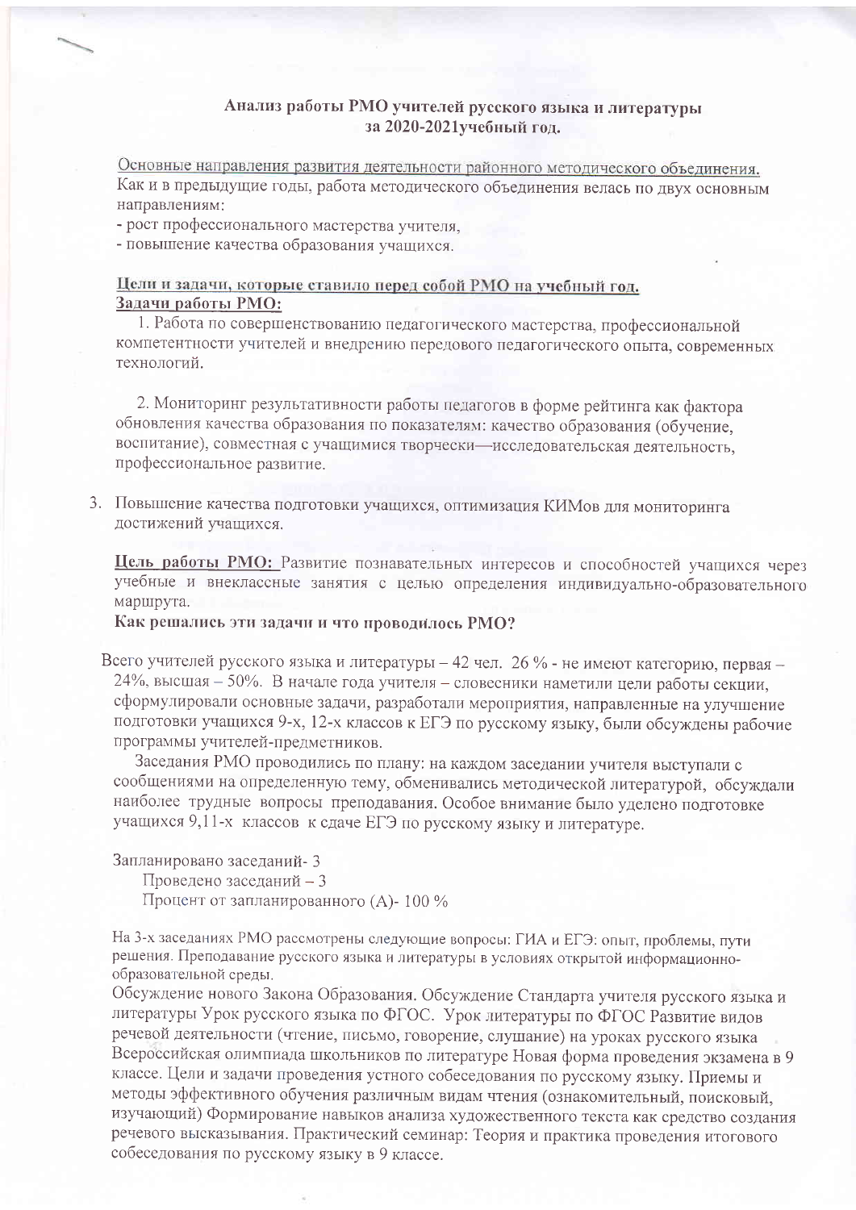## Анализ работы РМО учителей русского языка и литературы за 2020-2021учебный год.

Основные направления развития деятельности районного методического объединения.
Как и в предыдущие годы, работа методического объединения велась по двух основным направлениям:
- рост профессионального мастерства учителя,
- повышение качества образования учащихся.

**Цели и задачи, которые ставило перед собой РМО на учебный год.**
**Задачи работы РМО:**

1. Работа по совершенствованию педагогического мастерства, профессиональной компетентности учителей и внедрению передового педагогического опыта, современных технологий.

2. Мониторинг результативности работы педагогов в форме рейтинга как фактора обновления качества образования по показателям: качество образования (обучение, воспитание), совместная с учащимися творчески—исследовательская деятельность, профессиональное развитие.

3. Повышение качества подготовки учащихся, оптимизация КИМов для мониторинга достижений учащихся.

**Цель работы РМО:** Развитие познавательных интересов и способностей учащихся через учебные и внеклассные занятия с целью определения индивидуально-образовательного маршрута.

**Как решались эти задачи и что проводилось РМО?**

Всего учителей русского языка и литературы – 42 чел. 26 % - не имеют категорию, первая – 24%, высшая – 50%. В начале года учителя – словесники наметили цели работы секции, сформулировали основные задачи, разработали мероприятия, направленные на улучшение подготовки учащихся 9-х, 12-х классов к ЕГЭ по русскому языку, были обсуждены рабочие программы учителей-предметников.

Заседания РМО проводились по плану: на каждом заседании учителя выступали с сообщениями на определенную тему, обменивались методической литературой, обсуждали наиболее трудные вопросы преподавания. Особое внимание было уделено подготовке учащихся 9,11-х классов к сдаче ЕГЭ по русскому языку и литературе.

Запланировано заседаний- 3
Проведено заседаний – 3
Процент от запланированного (А)- 100 %

На 3-х заседаниях РМО рассмотрены следующие вопросы: ГИА и ЕГЭ: опыт, проблемы, пути решения. Преподавание русского языка и литературы в условиях открытой информационно-образовательной среды.
Обсуждение нового Закона Образования. Обсуждение Стандарта учителя русского языка и литературы Урок русского языка по ФГОС. Урок литературы по ФГОС Развитие видов речевой деятельности (чтение, письмо, говорение, слушание) на уроках русского языка Всероссийская олимпиада школьников по литературе Новая форма проведения экзамена в 9 классе. Цели и задачи проведения устного собеседования по русскому языку. Приемы и методы эффективного обучения различным видам чтения (ознакомительный, поисковый, изучающий) Формирование навыков анализа художественного текста как средство создания речевого высказывания. Практический семинар: Теория и практика проведения итогового собеседования по русскому языку в 9 классе.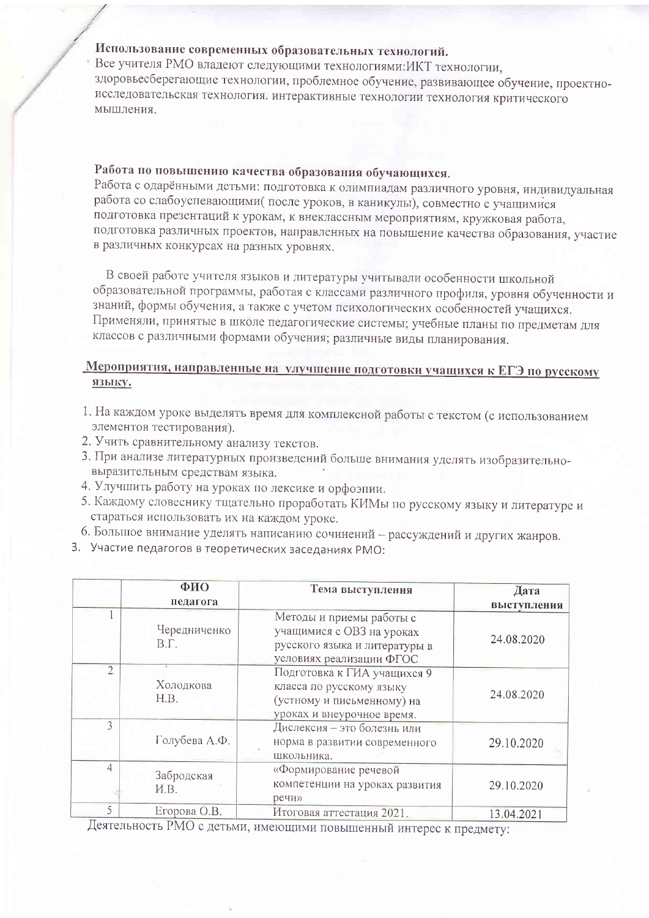**Использование современных образовательных технологий.**

Все учителя РМО владеют следующими технологиями:ИКТ технологии, здоровьесберегающие технологии, проблемное обучение, развивающее обучение, проектно-исследовательская технология. интерактивные технологии технология критического мышления.

**Работа по повышению качества образования обучающихся.**

Работа с одарёнными детьми: подготовка к олимпиадам различного уровня, индивидуальная работа со слабоуспевающими( после уроков, в каникулы), совместно с учащимися подготовка презентаций к урокам, к внеклассным мероприятиям, кружковая работа, подготовка различных проектов, направленных на повышение качества образования, участие в различных конкурсах на разных уровнях.

В своей работе учителя языков и литературы учитывали особенности школьной образовательной программы, работая с классами различного профиля, уровня обученности и знаний, формы обучения, а также с учетом психологических особенностей учащихся. Применяли, принятые в школе педагогические системы; учебные планы по предметам для классов с различными формами обучения; различные виды планирования.

**Мероприятия, направленные на улучшение подготовки учащихся к ЕГЭ по русскому языку.**

1. На каждом уроке выделять время для комплексной работы с текстом (с использованием элементов тестирования).
2. Учить сравнительному анализу текстов.
3. При анализе литературных произведений больше внимания уделять изобразительно-выразительным средствам языка.
4. Улучшить работу на уроках по лексике и орфоэпии.
5. Каждому словеснику тщательно проработать КИМы по русскому языку и литературе и стараться использовать их на каждом уроке.
6. Большое внимание уделять написанию сочинений – рассуждений и других жанров.

3. Участие педагогов в теоретических заседаниях РМО:

| | ФИО педагога | Тема выступления | Дата выступления |
|---|---|---|---|
| 1 | Чередниченко В.Г. | Методы и приемы работы с учащимися с ОВЗ на уроках русского языка и литературы в условиях реализации ФГОС | 24.08.2020 |
| 2 | Холодкова Н.В. | Подготовка к ГИА учащихся 9 класса по русскому языку (устному и письменному) на уроках и внеурочное время. | 24.08.2020 |
| 3 | Голубева А.Ф. | Дислексия – это болезнь или норма в развитии современного школьника. | 29.10.2020 |
| 4 | Забродская И.В. | «Формирование речевой компетенции на уроках развития речи» | 29.10.2020 |
| 5 | Егорова О.В. | Итоговая аттестация 2021. | 13.04.2021 |

Деятельность РМО с детьми, имеющими повышенный интерес к предмету: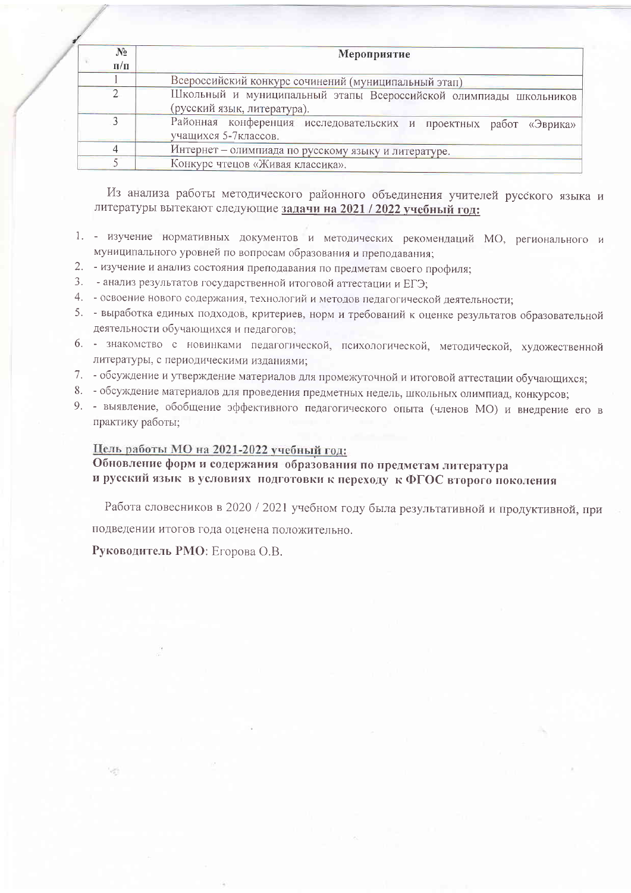| №<br>п/п | Мероприятие |
|---|---|
| 1 | Всероссийский конкурс сочинений (муниципальный этап) |
| 2 | Школьный и муниципальный этапы Всероссийской олимпиады школьников (русский язык, литература). |
| 3 | Районная конференция исследовательских и проектных работ «Эврика» учащихся 5-7классов. |
| 4 | Интернет – олимпиада по русскому языку и литературе. |
| 5 | Конкурс чтецов «Живая классика». |

Из анализа работы методического районного объединения учителей русского языка и литературы вытекают следующие **задачи на 2021 / 2022 учебный год:**

1. - изучение нормативных документов и методических рекомендаций МО, регионального и муниципального уровней по вопросам образования и преподавания;
2. - изучение и анализ состояния преподавания по предметам своего профиля;
3. - анализ результатов государственной итоговой аттестации и ЕГЭ;
4. - освоение нового содержания, технологий и методов педагогической деятельности;
5. - выработка единых подходов, критериев, норм и требований к оценке результатов образовательной деятельности обучающихся и педагогов;
6. - знакомство с новинками педагогической, психологической, методической, художественной литературы, с периодическими изданиями;
7. - обсуждение и утверждение материалов для промежуточной и итоговой аттестации обучающихся;
8. - обсуждение материалов для проведения предметных недель, школьных олимпиад, конкурсов;
9. - выявление, обобщение эффективного педагогического опыта (членов МО) и внедрение его в практику работы;

**Цель работы МО на 2021-2022 учебный год:**

**Обновление форм и содержания образования по предметам литература и русский язык в условиях подготовки к переходу к ФГОС второго поколения**

Работа словесников в 2020 / 2021 учебном году была результативной и продуктивной, при подведении итогов года оценена положительно.

**Руководитель РМО**: Егорова О.В.